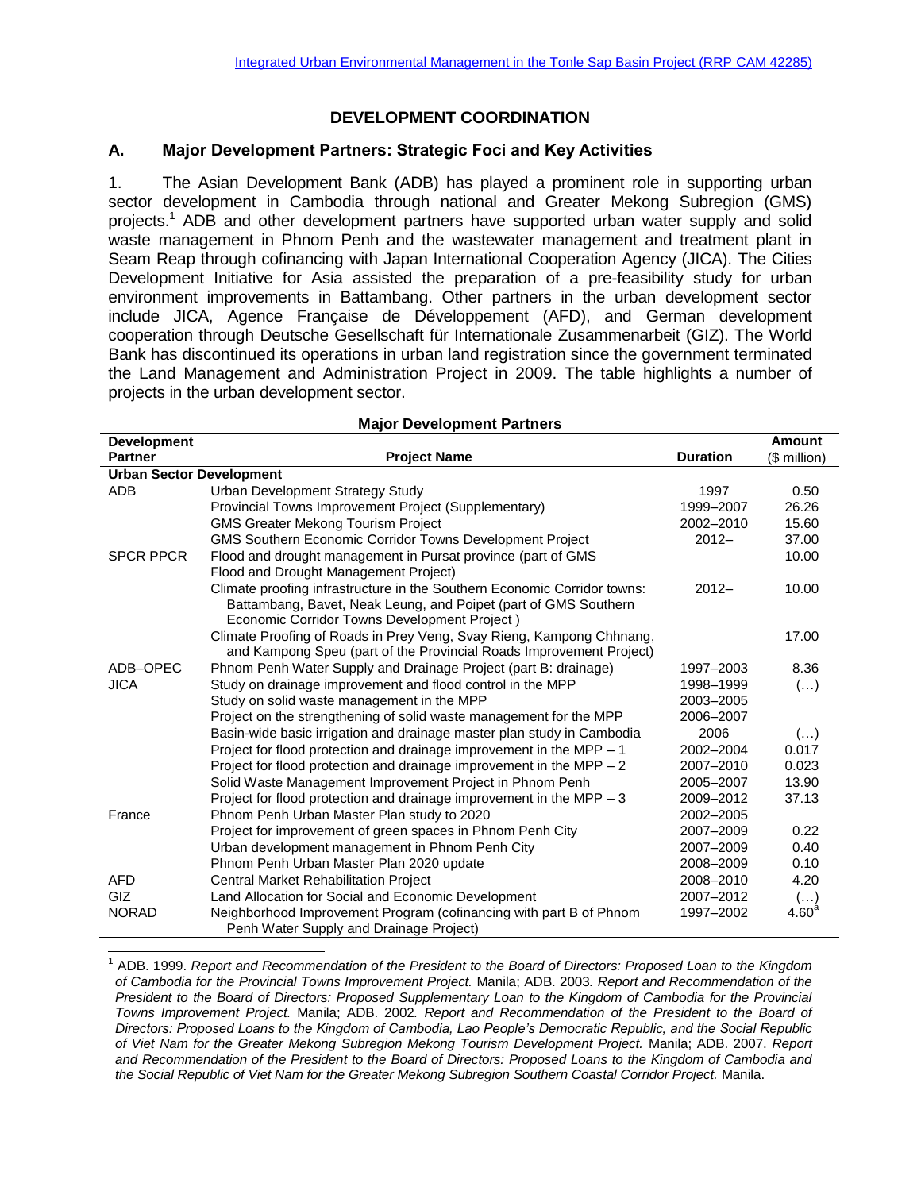# DEVELOPMENT COORDINATION

## A. Major Development Partners: Strategic Foci and Key Activities

1. The Asian Development Bank (ADB) has played a prominent role in supporting urban sector development in Cambodia through national and Greater Mekong Subregion (GMS) projects.[1] ADB and other development partners have supported urban water supply and solid waste management in Phnom Penh and the wastewater management and treatment plant in Seam Reap through cofinancing with Japan International Cooperation Agency (JICA). The Cities Development Initiative for Asia assisted the preparation of a pre-feasibility study for urban environment improvements in Battambang. Other partners in the urban development sector include JICA, Agence Française de Développement (AFD), and German development cooperation through Deutsche Gesellschaft für Internationale Zusammenarbeit (GIZ). The World Bank has discontinued its operations in urban land registration since the government terminated the Land Management and Administration Project in 2009. The table highlights a number of projects in the urban development sector.

**Major Development Partners**

| Development Partner | Project Name | Duration | Amount ($ million) |
|---|---|---|---|
| **Urban Sector Development** | | | |
| ADB | Urban Development Strategy Study | 1997 | 0.50 |
| | Provincial Towns Improvement Project (Supplementary) | 1999–2007 | 26.26 |
| | GMS Greater Mekong Tourism Project | 2002–2010 | 15.60 |
| | GMS Southern Economic Corridor Towns Development Project | 2012– | 37.00 |
| SPCR PPCR | Flood and drought management in Pursat province (part of GMS Flood and Drought Management Project) | | 10.00 |
| | Climate proofing infrastructure in the Southern Economic Corridor towns: Battambang, Bavet, Neak Leung, and Poipet (part of GMS Southern Economic Corridor Towns Development Project ) | 2012– | 10.00 |
| | Climate Proofing of Roads in Prey Veng, Svay Rieng, Kampong Chhnang, and Kampong Speu (part of the Provincial Roads Improvement Project) | | 17.00 |
| ADB–OPEC | Phnom Penh Water Supply and Drainage Project (part B: drainage) | 1997–2003 | 8.36 |
| JICA | Study on drainage improvement and flood control in the MPP | 1998–1999 | (…) |
| | Study on solid waste management in the MPP | 2003–2005 | |
| | Project on the strengthening of solid waste management for the MPP | 2006–2007 | |
| | Basin-wide basic irrigation and drainage master plan study in Cambodia | 2006 | (…) |
| | Project for flood protection and drainage improvement in the MPP – 1 | 2002–2004 | 0.017 |
| | Project for flood protection and drainage improvement in the MPP – 2 | 2007–2010 | 0.023 |
| | Solid Waste Management Improvement Project in Phnom Penh | 2005–2007 | 13.90 |
| | Project for flood protection and drainage improvement in the MPP – 3 | 2009–2012 | 37.13 |
| France | Phnom Penh Urban Master Plan study to 2020 | 2002–2005 | |
| | Project for improvement of green spaces in Phnom Penh City | 2007–2009 | 0.22 |
| | Urban development management in Phnom Penh City | 2007–2009 | 0.40 |
| | Phnom Penh Urban Master Plan 2020 update | 2008–2009 | 0.10 |
| AFD | Central Market Rehabilitation Project | 2008–2010 | 4.20 |
| GIZ | Land Allocation for Social and Economic Development | 2007–2012 | (…) |
| NORAD | Neighborhood Improvement Program (cofinancing with part B of Phnom Penh Water Supply and Drainage Project) | 1997–2002 | 4.60[a] |

[1] ADB. 1999. *Report and Recommendation of the President to the Board of Directors: Proposed Loan to the Kingdom of Cambodia for the Provincial Towns Improvement Project.* Manila; ADB. 2003. *Report and Recommendation of the President to the Board of Directors: Proposed Supplementary Loan to the Kingdom of Cambodia for the Provincial Towns Improvement Project.* Manila; ADB. 2002. *Report and Recommendation of the President to the Board of Directors: Proposed Loans to the Kingdom of Cambodia, Lao People's Democratic Republic, and the Social Republic of Viet Nam for the Greater Mekong Subregion Mekong Tourism Development Project.* Manila; ADB. 2007. *Report and Recommendation of the President to the Board of Directors: Proposed Loans to the Kingdom of Cambodia and the Social Republic of Viet Nam for the Greater Mekong Subregion Southern Coastal Corridor Project.* Manila.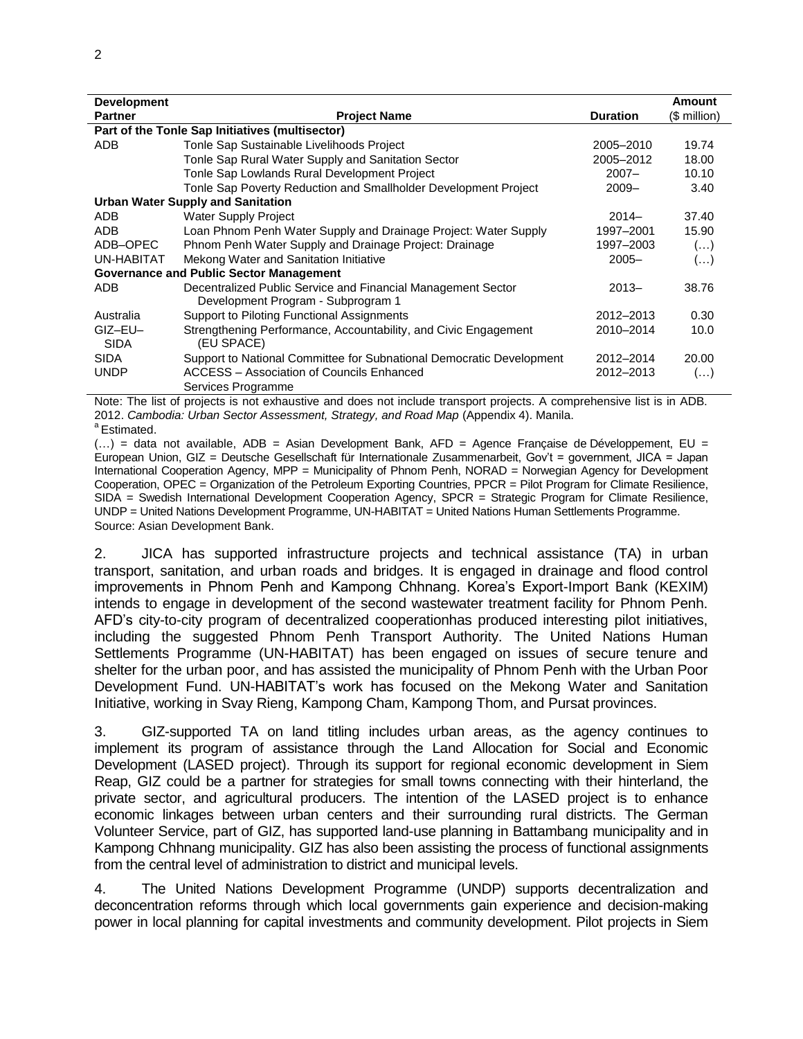| Development Partner | Project Name | Duration | Amount ($ million) |
| --- | --- | --- | --- |
| **Part of the Tonle Sap Initiatives (multisector)** | | | |
| ADB | Tonle Sap Sustainable Livelihoods Project | 2005–2010 | 19.74 |
| | Tonle Sap Rural Water Supply and Sanitation Sector | 2005–2012 | 18.00 |
| | Tonle Sap Lowlands Rural Development Project | 2007– | 10.10 |
| | Tonle Sap Poverty Reduction and Smallholder Development Project | 2009– | 3.40 |
| **Urban Water Supply and Sanitation** | | | |
| ADB | Water Supply Project | 2014– | 37.40 |
| ADB | Loan Phnom Penh Water Supply and Drainage Project: Water Supply | 1997–2001 | 15.90 |
| ADB–OPEC | Phnom Penh Water Supply and Drainage Project: Drainage | 1997–2003 | (…) |
| UN-HABITAT | Mekong Water and Sanitation Initiative | 2005– | (…) |
| **Governance and Public Sector Management** | | | |
| ADB | Decentralized Public Service and Financial Management Sector Development Program - Subprogram 1 | 2013– | 38.76 |
| Australia | Support to Piloting Functional Assignments | 2012–2013 | 0.30 |
| GIZ–EU–SIDA | Strengthening Performance, Accountability, and Civic Engagement (EU SPACE) | 2010–2014 | 10.0 |
| SIDA | Support to National Committee for Subnational Democratic Development | 2012–2014 | 20.00 |
| UNDP | ACCESS – Association of Councils Enhanced Services Programme | 2012–2013 | (…) |

Note: The list of projects is not exhaustive and does not include transport projects. A comprehensive list is in ADB. 2012. *Cambodia: Urban Sector Assessment, Strategy, and Road Map* (Appendix 4). Manila.
[a] Estimated.
(…) = data not available, ADB = Asian Development Bank, AFD = Agence Française de Développement, EU = European Union, GIZ = Deutsche Gesellschaft für Internationale Zusammenarbeit, Gov't = government, JICA = Japan International Cooperation Agency, MPP = Municipality of Phnom Penh, NORAD = Norwegian Agency for Development Cooperation, OPEC = Organization of the Petroleum Exporting Countries, PPCR = Pilot Program for Climate Resilience, SIDA = Swedish International Development Cooperation Agency, SPCR = Strategic Program for Climate Resilience, UNDP = United Nations Development Programme, UN-HABITAT = United Nations Human Settlements Programme.
Source: Asian Development Bank.

2. JICA has supported infrastructure projects and technical assistance (TA) in urban transport, sanitation, and urban roads and bridges. It is engaged in drainage and flood control improvements in Phnom Penh and Kampong Chhnang. Korea's Export-Import Bank (KEXIM) intends to engage in development of the second wastewater treatment facility for Phnom Penh. AFD's city-to-city program of decentralized cooperationhas produced interesting pilot initiatives, including the suggested Phnom Penh Transport Authority. The United Nations Human Settlements Programme (UN-HABITAT) has been engaged on issues of secure tenure and shelter for the urban poor, and has assisted the municipality of Phnom Penh with the Urban Poor Development Fund. UN-HABITAT's work has focused on the Mekong Water and Sanitation Initiative, working in Svay Rieng, Kampong Cham, Kampong Thom, and Pursat provinces.

3. GIZ-supported TA on land titling includes urban areas, as the agency continues to implement its program of assistance through the Land Allocation for Social and Economic Development (LASED project). Through its support for regional economic development in Siem Reap, GIZ could be a partner for strategies for small towns connecting with their hinterland, the private sector, and agricultural producers. The intention of the LASED project is to enhance economic linkages between urban centers and their surrounding rural districts. The German Volunteer Service, part of GIZ, has supported land-use planning in Battambang municipality and in Kampong Chhnang municipality. GIZ has also been assisting the process of functional assignments from the central level of administration to district and municipal levels.

4. The United Nations Development Programme (UNDP) supports decentralization and deconcentration reforms through which local governments gain experience and decision-making power in local planning for capital investments and community development. Pilot projects in Siem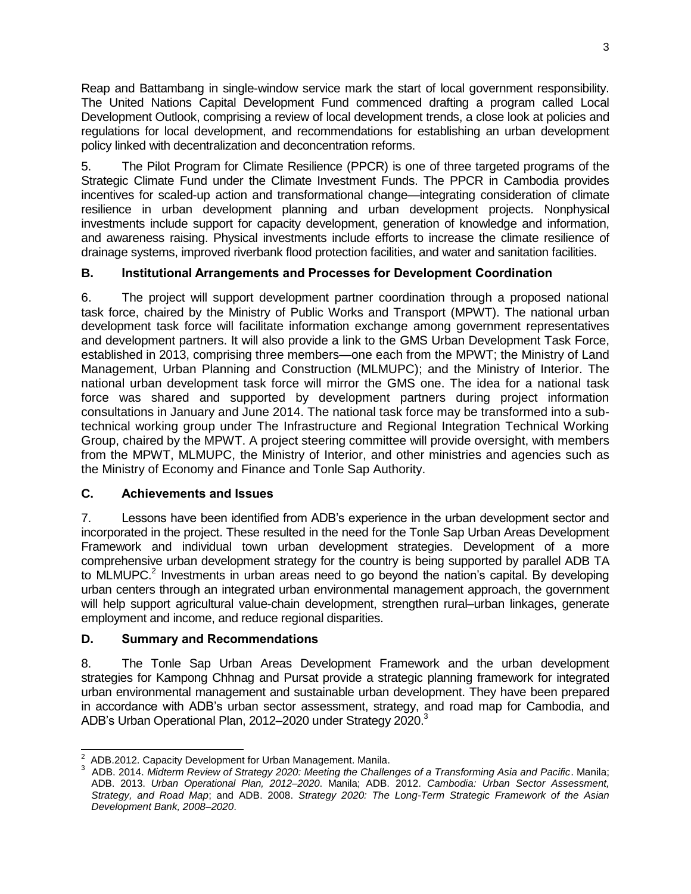Reap and Battambang in single-window service mark the start of local government responsibility. The United Nations Capital Development Fund commenced drafting a program called Local Development Outlook, comprising a review of local development trends, a close look at policies and regulations for local development, and recommendations for establishing an urban development policy linked with decentralization and deconcentration reforms.

5. The Pilot Program for Climate Resilience (PPCR) is one of three targeted programs of the Strategic Climate Fund under the Climate Investment Funds. The PPCR in Cambodia provides incentives for scaled-up action and transformational change—integrating consideration of climate resilience in urban development planning and urban development projects. Nonphysical investments include support for capacity development, generation of knowledge and information, and awareness raising. Physical investments include efforts to increase the climate resilience of drainage systems, improved riverbank flood protection facilities, and water and sanitation facilities.

### B. Institutional Arrangements and Processes for Development Coordination

6. The project will support development partner coordination through a proposed national task force, chaired by the Ministry of Public Works and Transport (MPWT). The national urban development task force will facilitate information exchange among government representatives and development partners. It will also provide a link to the GMS Urban Development Task Force, established in 2013, comprising three members—one each from the MPWT; the Ministry of Land Management, Urban Planning and Construction (MLMUPC); and the Ministry of Interior. The national urban development task force will mirror the GMS one. The idea for a national task force was shared and supported by development partners during project information consultations in January and June 2014. The national task force may be transformed into a sub-technical working group under The Infrastructure and Regional Integration Technical Working Group, chaired by the MPWT. A project steering committee will provide oversight, with members from the MPWT, MLMUPC, the Ministry of Interior, and other ministries and agencies such as the Ministry of Economy and Finance and Tonle Sap Authority.

### C. Achievements and Issues

7. Lessons have been identified from ADB's experience in the urban development sector and incorporated in the project. These resulted in the need for the Tonle Sap Urban Areas Development Framework and individual town urban development strategies. Development of a more comprehensive urban development strategy for the country is being supported by parallel ADB TA to MLMUPC.[2] Investments in urban areas need to go beyond the nation's capital. By developing urban centers through an integrated urban environmental management approach, the government will help support agricultural value-chain development, strengthen rural–urban linkages, generate employment and income, and reduce regional disparities.

### D. Summary and Recommendations

8. The Tonle Sap Urban Areas Development Framework and the urban development strategies for Kampong Chhnag and Pursat provide a strategic planning framework for integrated urban environmental management and sustainable urban development. They have been prepared in accordance with ADB's urban sector assessment, strategy, and road map for Cambodia, and ADB's Urban Operational Plan, 2012–2020 under Strategy 2020.[3]

---

[2] ADB.2012. Capacity Development for Urban Management. Manila.

[3] ADB. 2014. *Midterm Review of Strategy 2020: Meeting the Challenges of a Transforming Asia and Pacific*. Manila; ADB. 2013. *Urban Operational Plan, 2012–2020*. Manila; ADB. 2012. *Cambodia: Urban Sector Assessment, Strategy, and Road Map*; and ADB. 2008. *Strategy 2020: The Long-Term Strategic Framework of the Asian Development Bank, 2008–2020*.